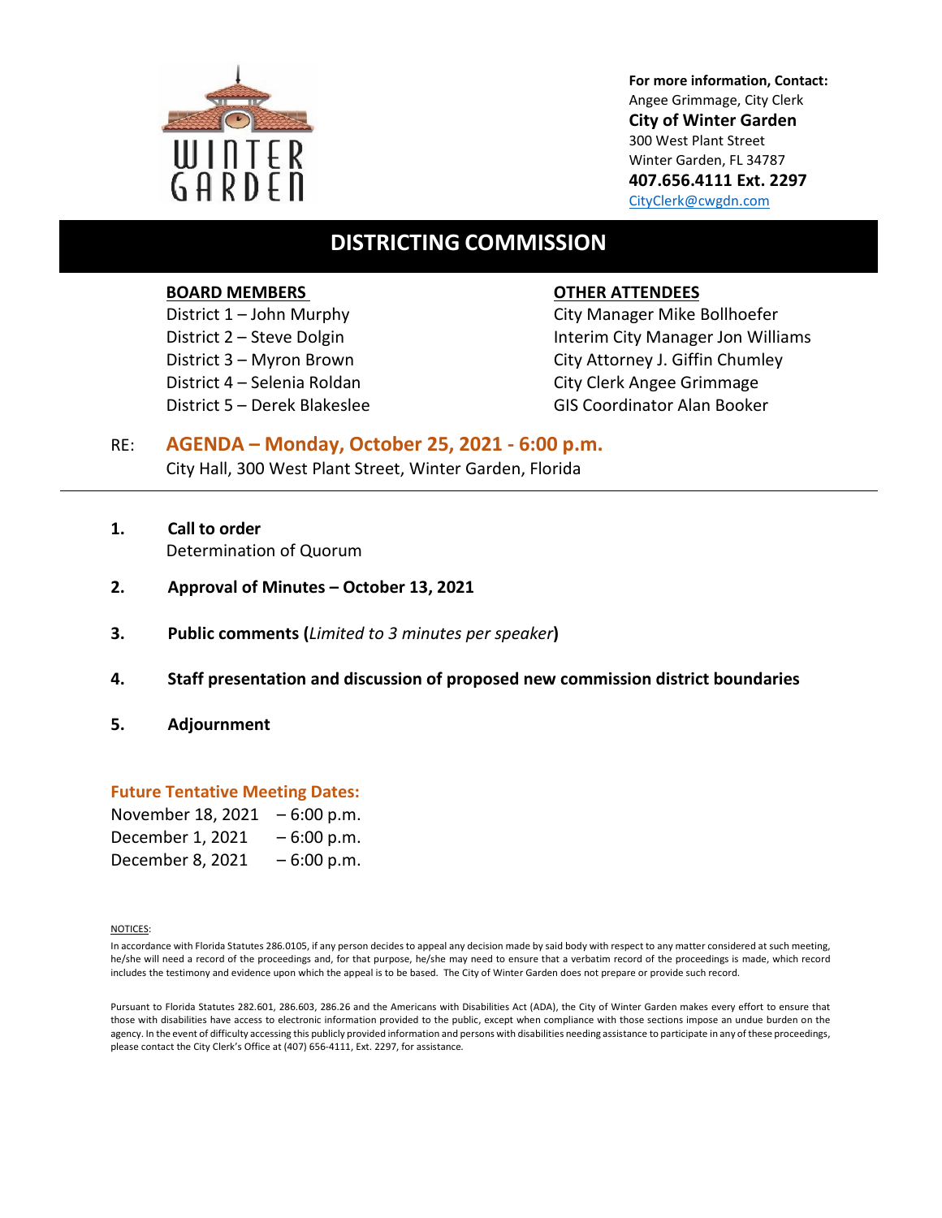WINTER GARDEN

**For more information, Contact:**
Angee Grimmage, City Clerk
**City of Winter Garden**
300 West Plant Street
Winter Garden, FL 34787
**407.656.4111 Ext. 2297**
CityClerk@cwgdn.com

# DISTRICTING COMMISSION

**BOARD MEMBERS**
District 1 – John Murphy
District 2 – Steve Dolgin
District 3 – Myron Brown
District 4 – Selenia Roldan
District 5 – Derek Blakeslee

**OTHER ATTENDEES**
City Manager Mike Bollhoefer
Interim City Manager Jon Williams
City Attorney J. Giffin Chumley
City Clerk Angee Grimmage
GIS Coordinator Alan Booker

RE: **AGENDA – Monday, October 25, 2021 - 6:00 p.m.**
City Hall, 300 West Plant Street, Winter Garden, Florida

---

1. **Call to order**
   Determination of Quorum

2. **Approval of Minutes – October 13, 2021**

3. **Public comments (***Limited to 3 minutes per speaker***)**

4. **Staff presentation and discussion of proposed new commission district boundaries**

5. **Adjournment**

**Future Tentative Meeting Dates:**

November 18, 2021 – 6:00 p.m.
December 1, 2021 – 6:00 p.m.
December 8, 2021 – 6:00 p.m.

NOTICES:

In accordance with Florida Statutes 286.0105, if any person decides to appeal any decision made by said body with respect to any matter considered at such meeting, he/she will need a record of the proceedings and, for that purpose, he/she may need to ensure that a verbatim record of the proceedings is made, which record includes the testimony and evidence upon which the appeal is to be based. The City of Winter Garden does not prepare or provide such record.

Pursuant to Florida Statutes 282.601, 286.603, 286.26 and the Americans with Disabilities Act (ADA), the City of Winter Garden makes every effort to ensure that those with disabilities have access to electronic information provided to the public, except when compliance with those sections impose an undue burden on the agency. In the event of difficulty accessing this publicly provided information and persons with disabilities needing assistance to participate in any of these proceedings, please contact the City Clerk's Office at (407) 656-4111, Ext. 2297, for assistance.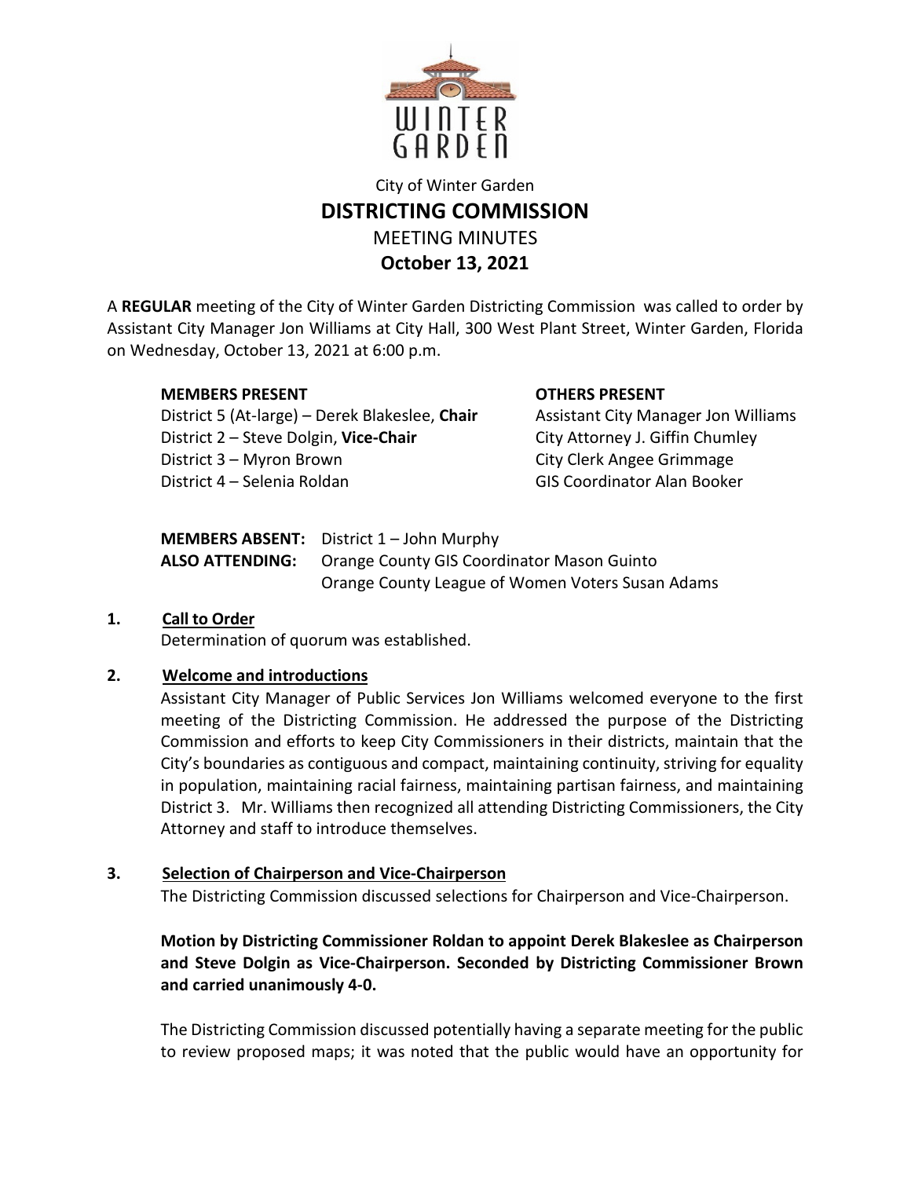City of Winter Garden

# DISTRICTING COMMISSION

MEETING MINUTES

**October 13, 2021**

A **REGULAR** meeting of the City of Winter Garden Districting Commission was called to order by Assistant City Manager Jon Williams at City Hall, 300 West Plant Street, Winter Garden, Florida on Wednesday, October 13, 2021 at 6:00 p.m.

**MEMBERS PRESENT**

District 5 (At-large) – Derek Blakeslee, **Chair**
District 2 – Steve Dolgin, **Vice-Chair**
District 3 – Myron Brown
District 4 – Selenia Roldan

**OTHERS PRESENT**

Assistant City Manager Jon Williams
City Attorney J. Giffin Chumley
City Clerk Angee Grimmage
GIS Coordinator Alan Booker

**MEMBERS ABSENT:** District 1 – John Murphy
**ALSO ATTENDING:** Orange County GIS Coordinator Mason Guinto
Orange County League of Women Voters Susan Adams

## 1. Call to Order

Determination of quorum was established.

## 2. Welcome and introductions

Assistant City Manager of Public Services Jon Williams welcomed everyone to the first meeting of the Districting Commission. He addressed the purpose of the Districting Commission and efforts to keep City Commissioners in their districts, maintain that the City's boundaries as contiguous and compact, maintaining continuity, striving for equality in population, maintaining racial fairness, maintaining partisan fairness, and maintaining District 3. Mr. Williams then recognized all attending Districting Commissioners, the City Attorney and staff to introduce themselves.

## 3. Selection of Chairperson and Vice-Chairperson

The Districting Commission discussed selections for Chairperson and Vice-Chairperson.

**Motion by Districting Commissioner Roldan to appoint Derek Blakeslee as Chairperson and Steve Dolgin as Vice-Chairperson. Seconded by Districting Commissioner Brown and carried unanimously 4-0.**

The Districting Commission discussed potentially having a separate meeting for the public to review proposed maps; it was noted that the public would have an opportunity for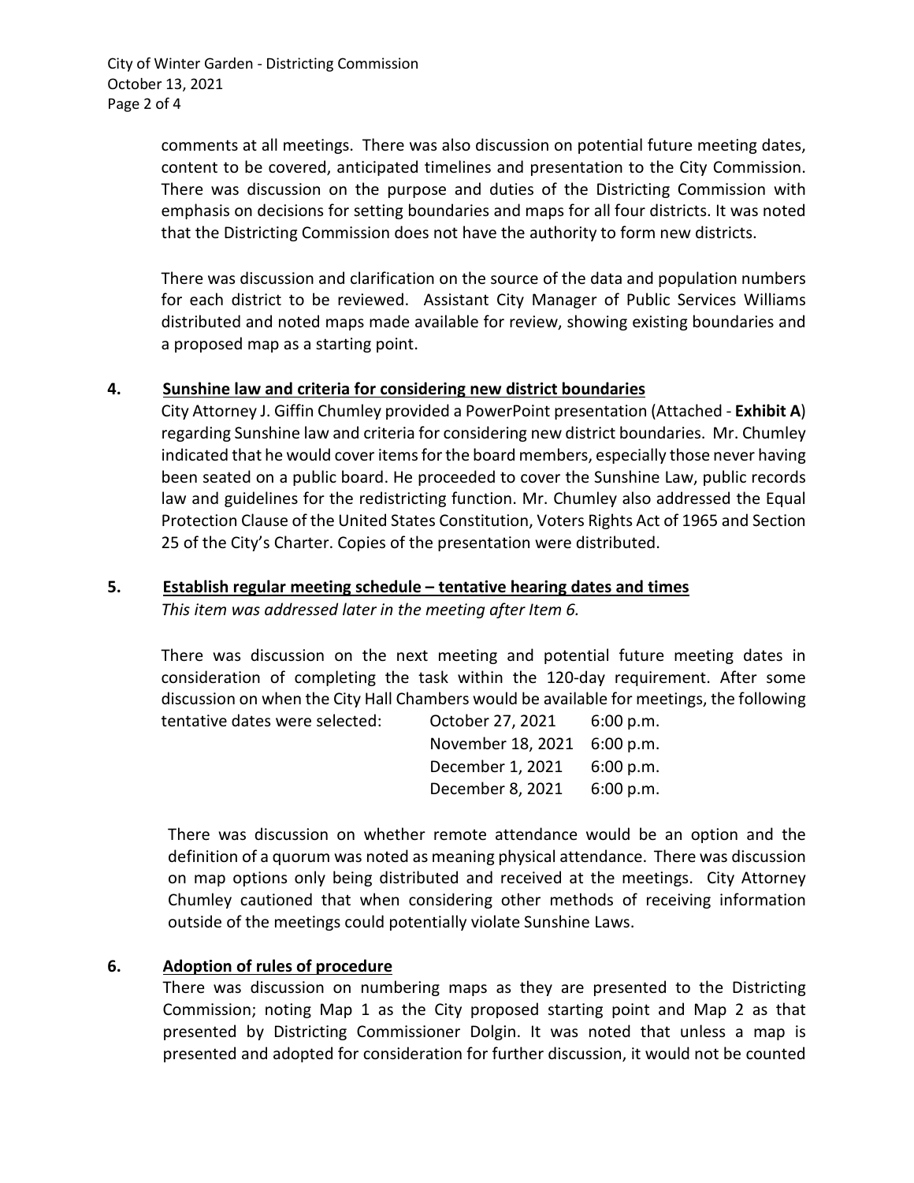comments at all meetings. There was also discussion on potential future meeting dates, content to be covered, anticipated timelines and presentation to the City Commission. There was discussion on the purpose and duties of the Districting Commission with emphasis on decisions for setting boundaries and maps for all four districts. It was noted that the Districting Commission does not have the authority to form new districts.

There was discussion and clarification on the source of the data and population numbers for each district to be reviewed. Assistant City Manager of Public Services Williams distributed and noted maps made available for review, showing existing boundaries and a proposed map as a starting point.

**4. Sunshine law and criteria for considering new district boundaries**

City Attorney J. Giffin Chumley provided a PowerPoint presentation (Attached - **Exhibit A**) regarding Sunshine law and criteria for considering new district boundaries. Mr. Chumley indicated that he would cover items for the board members, especially those never having been seated on a public board. He proceeded to cover the Sunshine Law, public records law and guidelines for the redistricting function. Mr. Chumley also addressed the Equal Protection Clause of the United States Constitution, Voters Rights Act of 1965 and Section 25 of the City's Charter. Copies of the presentation were distributed.

**5. Establish regular meeting schedule – tentative hearing dates and times**

*This item was addressed later in the meeting after Item 6.*

There was discussion on the next meeting and potential future meeting dates in consideration of completing the task within the 120-day requirement. After some discussion on when the City Hall Chambers would be available for meetings, the following tentative dates were selected:

| | |
|---|---|
| October 27, 2021 | 6:00 p.m. |
| November 18, 2021 | 6:00 p.m. |
| December 1, 2021 | 6:00 p.m. |
| December 8, 2021 | 6:00 p.m. |

There was discussion on whether remote attendance would be an option and the definition of a quorum was noted as meaning physical attendance. There was discussion on map options only being distributed and received at the meetings. City Attorney Chumley cautioned that when considering other methods of receiving information outside of the meetings could potentially violate Sunshine Laws.

**6. Adoption of rules of procedure**

There was discussion on numbering maps as they are presented to the Districting Commission; noting Map 1 as the City proposed starting point and Map 2 as that presented by Districting Commissioner Dolgin. It was noted that unless a map is presented and adopted for consideration for further discussion, it would not be counted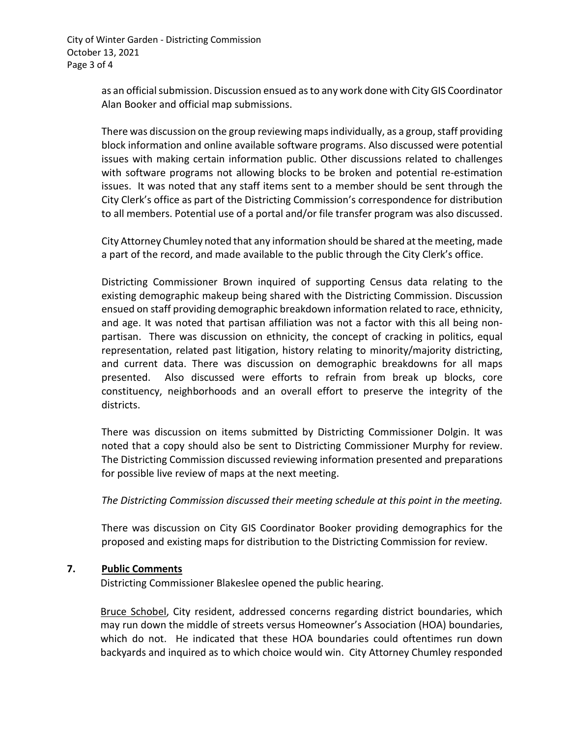as an official submission. Discussion ensued as to any work done with City GIS Coordinator Alan Booker and official map submissions.

There was discussion on the group reviewing maps individually, as a group, staff providing block information and online available software programs. Also discussed were potential issues with making certain information public. Other discussions related to challenges with software programs not allowing blocks to be broken and potential re-estimation issues. It was noted that any staff items sent to a member should be sent through the City Clerk's office as part of the Districting Commission's correspondence for distribution to all members. Potential use of a portal and/or file transfer program was also discussed.

City Attorney Chumley noted that any information should be shared at the meeting, made a part of the record, and made available to the public through the City Clerk's office.

Districting Commissioner Brown inquired of supporting Census data relating to the existing demographic makeup being shared with the Districting Commission. Discussion ensued on staff providing demographic breakdown information related to race, ethnicity, and age. It was noted that partisan affiliation was not a factor with this all being non-partisan. There was discussion on ethnicity, the concept of cracking in politics, equal representation, related past litigation, history relating to minority/majority districting, and current data. There was discussion on demographic breakdowns for all maps presented. Also discussed were efforts to refrain from break up blocks, core constituency, neighborhoods and an overall effort to preserve the integrity of the districts.

There was discussion on items submitted by Districting Commissioner Dolgin. It was noted that a copy should also be sent to Districting Commissioner Murphy for review. The Districting Commission discussed reviewing information presented and preparations for possible live review of maps at the next meeting.

*The Districting Commission discussed their meeting schedule at this point in the meeting.*

There was discussion on City GIS Coordinator Booker providing demographics for the proposed and existing maps for distribution to the Districting Commission for review.

## 7. Public Comments

Districting Commissioner Blakeslee opened the public hearing.

Bruce Schobel, City resident, addressed concerns regarding district boundaries, which may run down the middle of streets versus Homeowner's Association (HOA) boundaries, which do not. He indicated that these HOA boundaries could oftentimes run down backyards and inquired as to which choice would win. City Attorney Chumley responded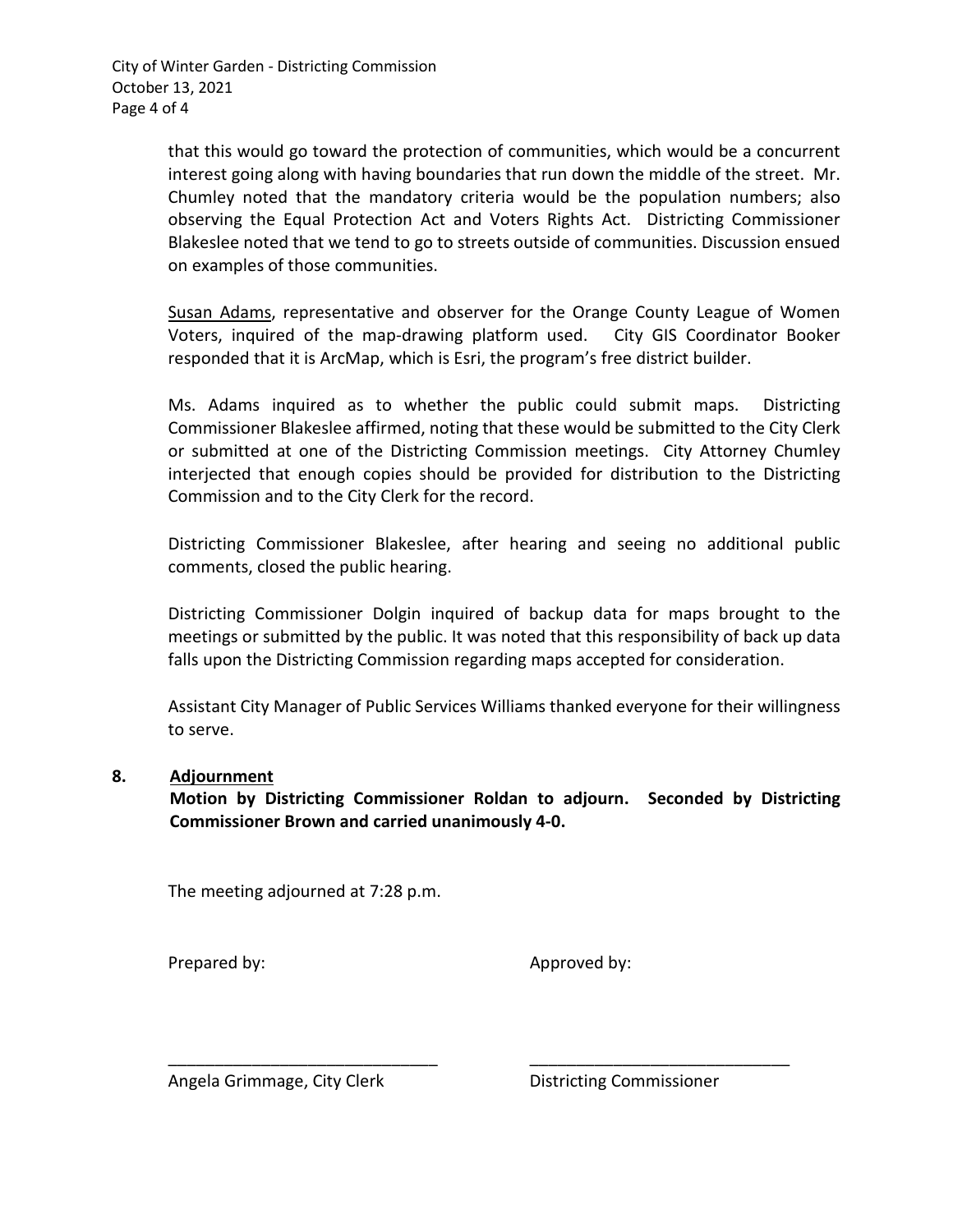that this would go toward the protection of communities, which would be a concurrent interest going along with having boundaries that run down the middle of the street. Mr. Chumley noted that the mandatory criteria would be the population numbers; also observing the Equal Protection Act and Voters Rights Act. Districting Commissioner Blakeslee noted that we tend to go to streets outside of communities. Discussion ensued on examples of those communities.

Susan Adams, representative and observer for the Orange County League of Women Voters, inquired of the map-drawing platform used. City GIS Coordinator Booker responded that it is ArcMap, which is Esri, the program's free district builder.

Ms. Adams inquired as to whether the public could submit maps. Districting Commissioner Blakeslee affirmed, noting that these would be submitted to the City Clerk or submitted at one of the Districting Commission meetings. City Attorney Chumley interjected that enough copies should be provided for distribution to the Districting Commission and to the City Clerk for the record.

Districting Commissioner Blakeslee, after hearing and seeing no additional public comments, closed the public hearing.

Districting Commissioner Dolgin inquired of backup data for maps brought to the meetings or submitted by the public. It was noted that this responsibility of back up data falls upon the Districting Commission regarding maps accepted for consideration.

Assistant City Manager of Public Services Williams thanked everyone for their willingness to serve.

**8. Adjournment**

**Motion by Districting Commissioner Roldan to adjourn. Seconded by Districting Commissioner Brown and carried unanimously 4-0.**

The meeting adjourned at 7:28 p.m.

Prepared by: Approved by:

\_\_\_\_\_\_\_\_\_\_\_\_\_\_\_\_\_\_\_\_\_\_\_\_\_\_\_\_\_\_ \_\_\_\_\_\_\_\_\_\_\_\_\_\_\_\_\_\_\_\_\_\_\_\_\_\_\_\_\_\_

Angela Grimmage, City Clerk Districting Commissioner